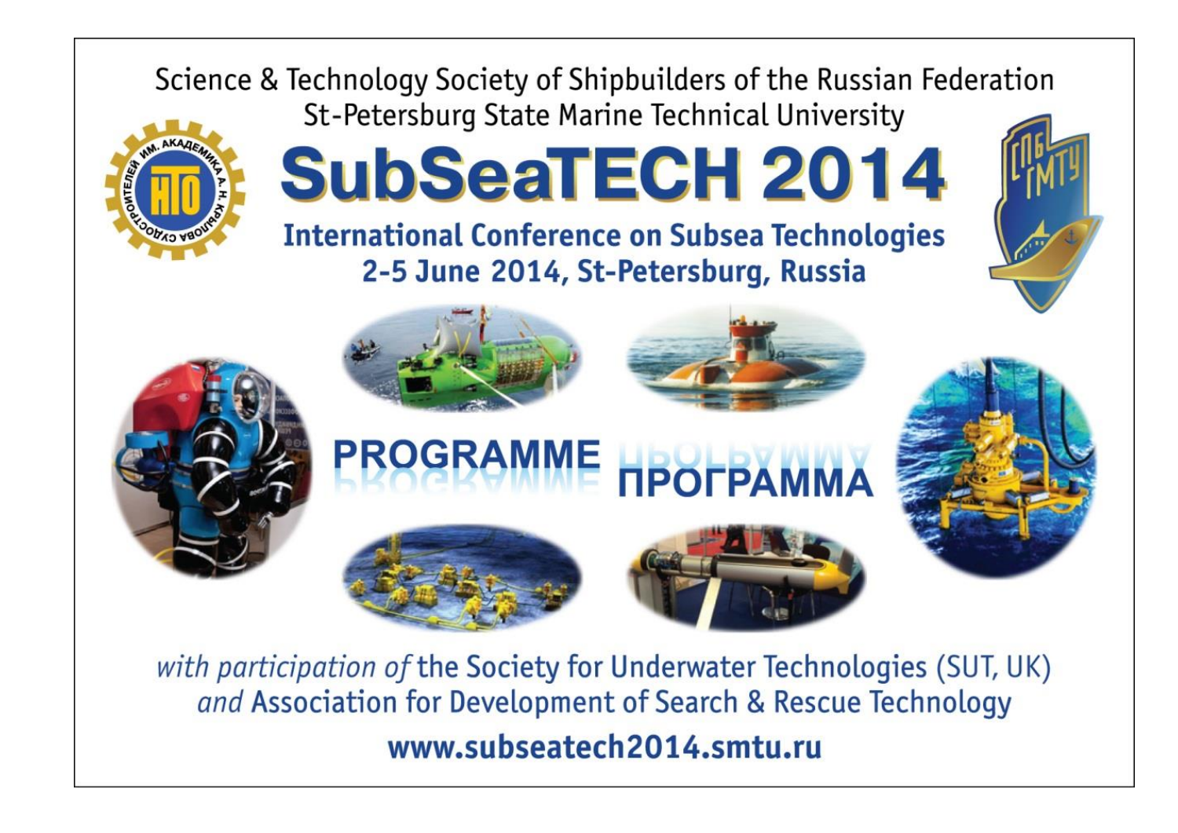Science & Technology Society of Shipbuilders of the Russian Federation
St-Petersburg State Marine Technical University

# SubSeaTECH 2014

## International Conference on Subsea Technologies
## 2-5 June 2014, St-Petersburg, Russia

# PROGRAMME ПРОГРАММА

*with participation of* the Society for Underwater Technologies (SUT, UK) *and* Association for Development of Search & Rescue Technology

**www.subseatech2014.smtu.ru**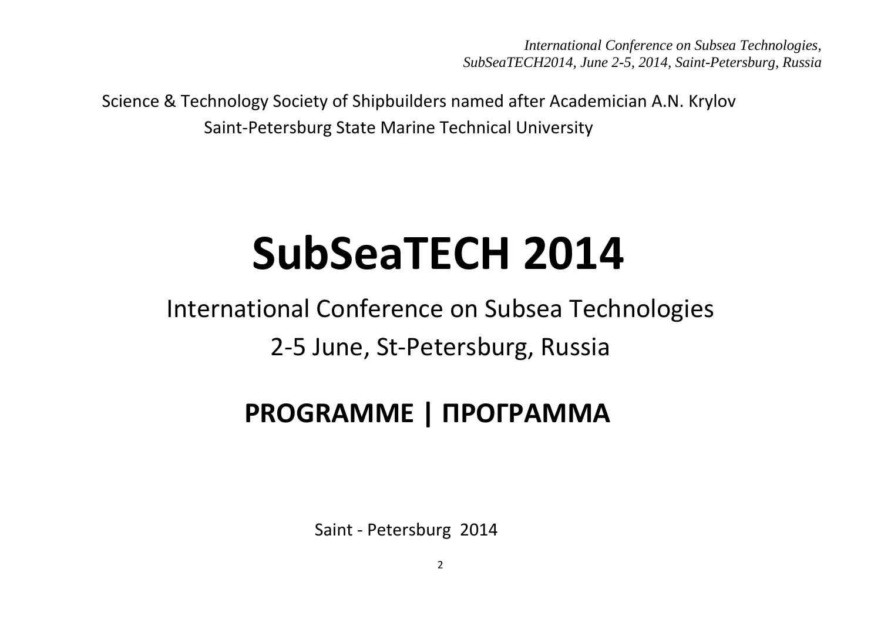Science & Technology Society of Shipbuilders named after Academician A.N. Krylov

Saint-Petersburg State Marine Technical University

# SubSeaTECH 2014

## International Conference on Subsea Technologies

## 2-5 June, St-Petersburg, Russia

## PROGRAMME | ПРОГРАММА

Saint - Petersburg 2014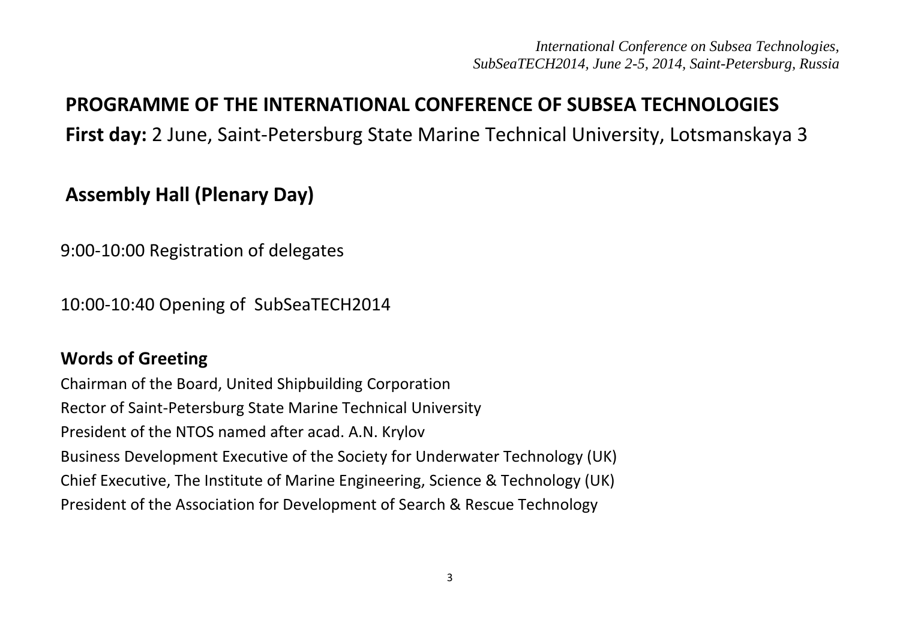# PROGRAMME OF THE INTERNATIONAL CONFERENCE OF SUBSEA TECHNOLOGIES

**First day:** 2 June, Saint-Petersburg State Marine Technical University, Lotsmanskaya 3

## Assembly Hall (Plenary Day)

9:00-10:00 Registration of delegates

10:00-10:40 Opening of SubSeaTECH2014

### Words of Greeting

Chairman of the Board, United Shipbuilding Corporation

Rector of Saint-Petersburg State Marine Technical University

President of the NTOS named after acad. A.N. Krylov

Business Development Executive of the Society for Underwater Technology (UK)

Chief Executive, The Institute of Marine Engineering, Science & Technology (UK)

President of the Association for Development of Search & Rescue Technology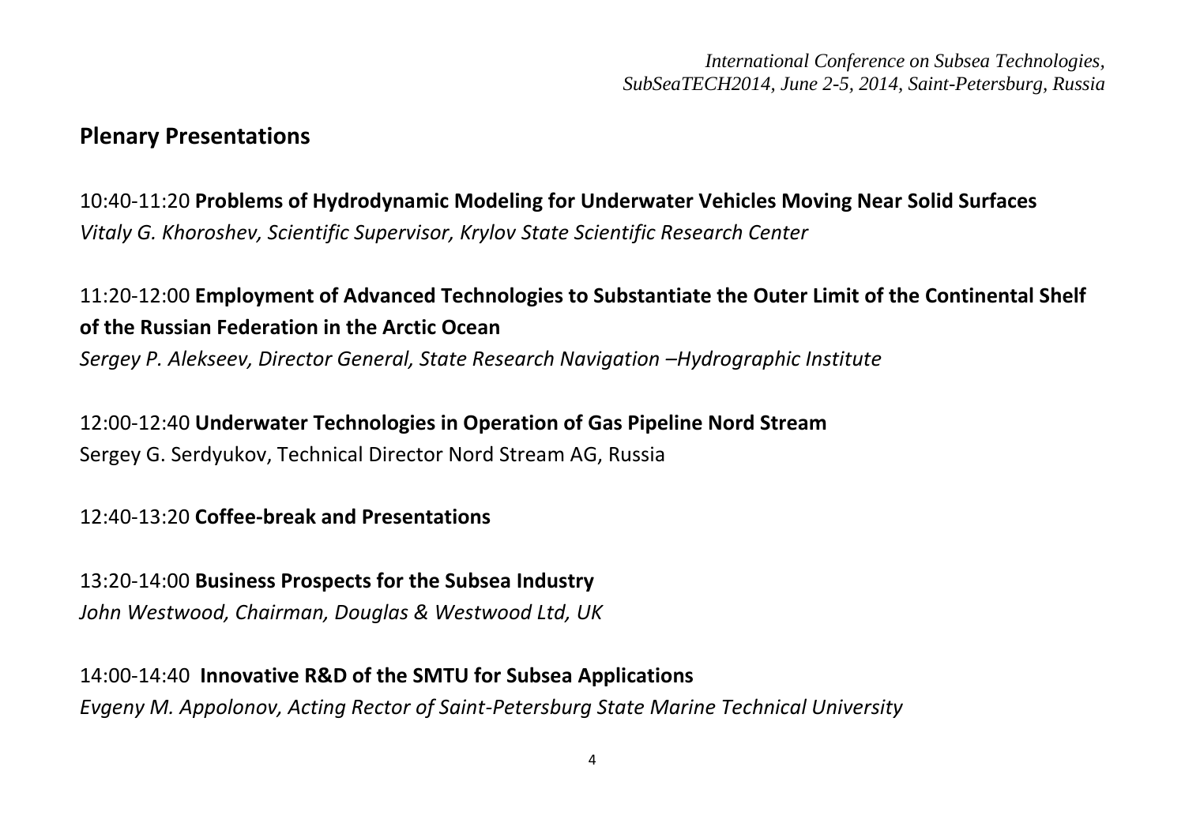## Plenary Presentations

10:40-11:20 **Problems of Hydrodynamic Modeling for Underwater Vehicles Moving Near Solid Surfaces**
*Vitaly G. Khoroshev, Scientific Supervisor, Krylov State Scientific Research Center*

11:20-12:00 **Employment of Advanced Technologies to Substantiate the Outer Limit of the Continental Shelf of the Russian Federation in the Arctic Ocean**
*Sergey P. Alekseev, Director General, State Research Navigation –Hydrographic Institute*

12:00-12:40 **Underwater Technologies in Operation of Gas Pipeline Nord Stream**
Sergey G. Serdyukov, Technical Director Nord Stream AG, Russia

12:40-13:20 **Coffee-break and Presentations**

13:20-14:00 **Business Prospects for the Subsea Industry**
*John Westwood, Chairman, Douglas & Westwood Ltd, UK*

14:00-14:40 **Innovative R&D of the SMTU for Subsea Applications**
*Evgeny M. Appolonov, Acting Rector of Saint-Petersburg State Marine Technical University*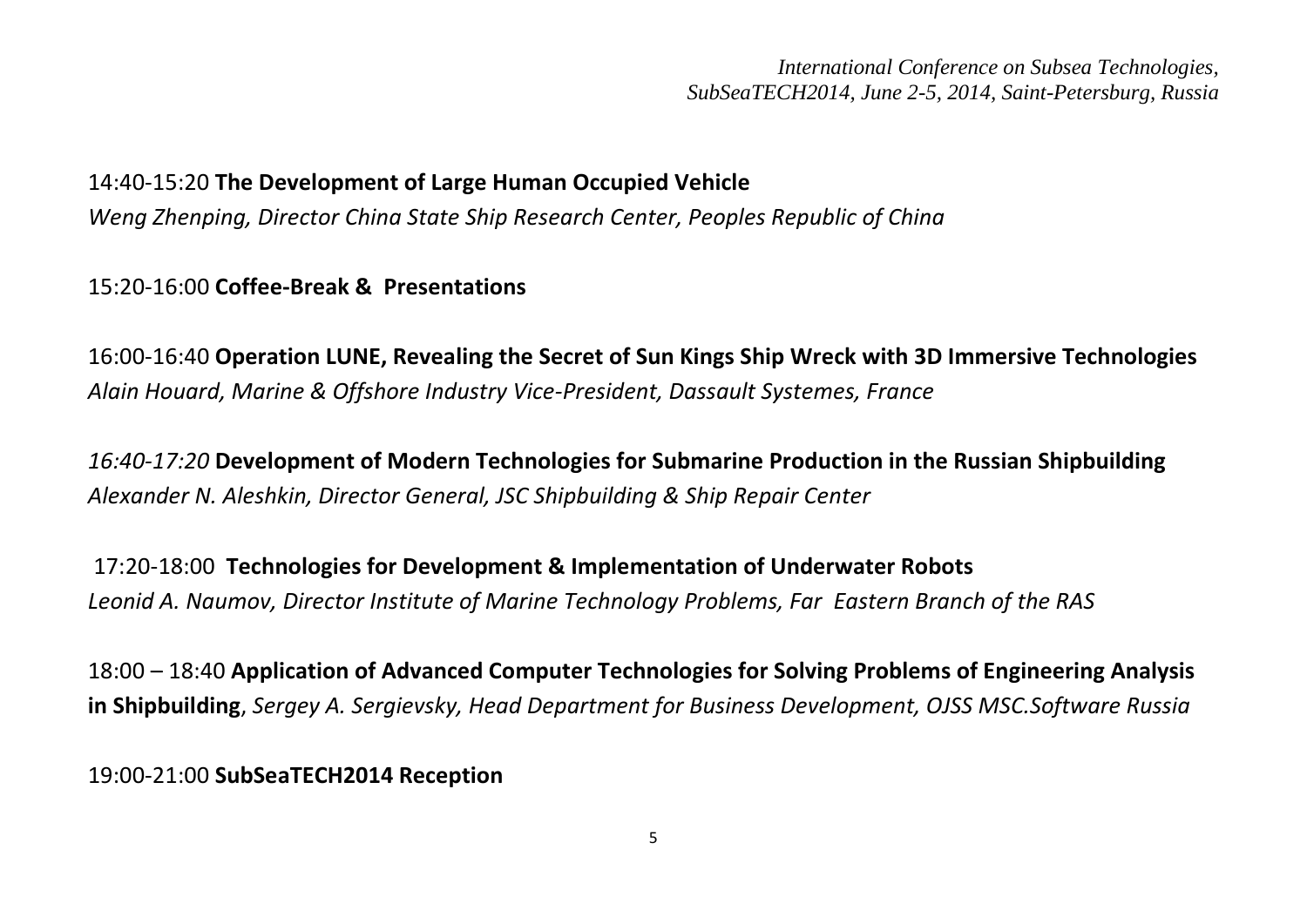14:40-15:20 **The Development of Large Human Occupied Vehicle**
*Weng Zhenping, Director China State Ship Research Center, Peoples Republic of China*

15:20-16:00 **Coffee-Break & Presentations**

16:00-16:40 **Operation LUNE, Revealing the Secret of Sun Kings Ship Wreck with 3D Immersive Technologies**
*Alain Houard, Marine & Offshore Industry Vice-President, Dassault Systemes, France*

*16:40-17:20* **Development of Modern Technologies for Submarine Production in the Russian Shipbuilding**
*Alexander N. Aleshkin, Director General, JSC Shipbuilding & Ship Repair Center*

17:20-18:00 **Technologies for Development & Implementation of Underwater Robots**
*Leonid A. Naumov, Director Institute of Marine Technology Problems, Far Eastern Branch of the RAS*

18:00 – 18:40 **Application of Advanced Computer Technologies for Solving Problems of Engineering Analysis in Shipbuilding**, *Sergey A. Sergievsky, Head Department for Business Development, OJSS MSC.Software Russia*

19:00-21:00 **SubSeaTECH2014 Reception**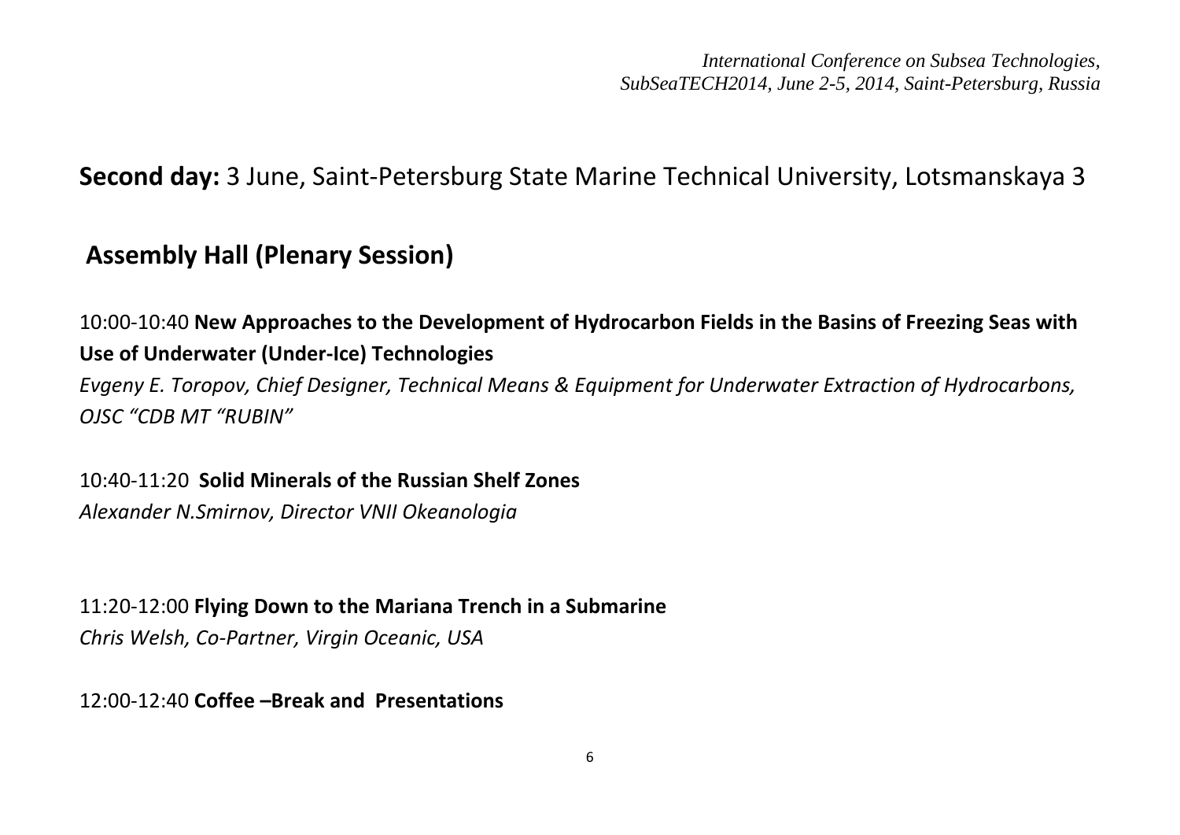**Second day:** 3 June, Saint-Petersburg State Marine Technical University, Lotsmanskaya 3

## Assembly Hall (Plenary Session)

10:00-10:40 **New Approaches to the Development of Hydrocarbon Fields in the Basins of Freezing Seas with Use of Underwater (Under-Ice) Technologies**
*Evgeny E. Toropov, Chief Designer, Technical Means & Equipment for Underwater Extraction of Hydrocarbons, OJSC "CDB MT "RUBIN"*

10:40-11:20 **Solid Minerals of the Russian Shelf Zones**
*Alexander N.Smirnov, Director VNII Okeanologia*

11:20-12:00 **Flying Down to the Mariana Trench in a Submarine**
*Chris Welsh, Co-Partner, Virgin Oceanic, USA*

12:00-12:40 **Coffee –Break and Presentations**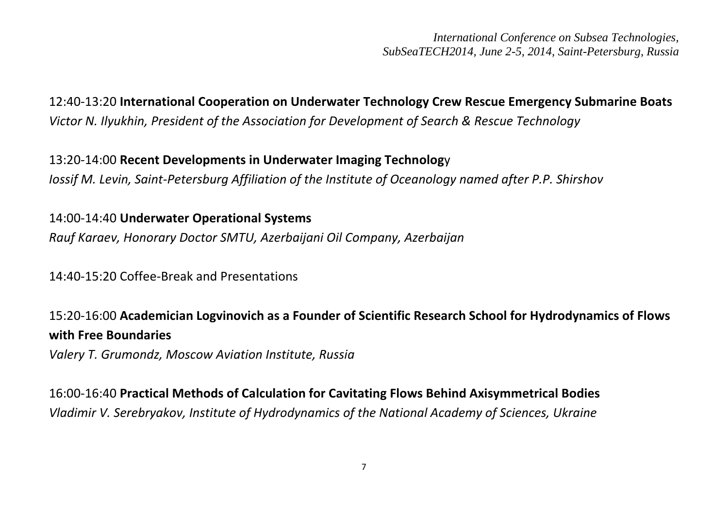12:40-13:20 **International Cooperation on Underwater Technology Crew Rescue Emergency Submarine Boats**
*Victor N. Ilyukhin, President of the Association for Development of Search & Rescue Technology*

13:20-14:00 **Recent Developments in Underwater Imaging Technolog**y
*Iossif M. Levin, Saint-Petersburg Affiliation of the Institute of Oceanology named after P.P. Shirshov*

14:00-14:40 **Underwater Operational Systems**
*Rauf Karaev, Honorary Doctor SMTU, Azerbaijani Oil Company, Azerbaijan*

14:40-15:20 Coffee-Break and Presentations

15:20-16:00 **Academician Logvinovich as a Founder of Scientific Research School for Hydrodynamics of Flows with Free Boundaries**
*Valery T. Grumondz, Moscow Aviation Institute, Russia*

16:00-16:40 **Practical Methods of Calculation for Cavitating Flows Behind Axisymmetrical Bodies**
*Vladimir V. Serebryakov, Institute of Hydrodynamics of the National Academy of Sciences, Ukraine*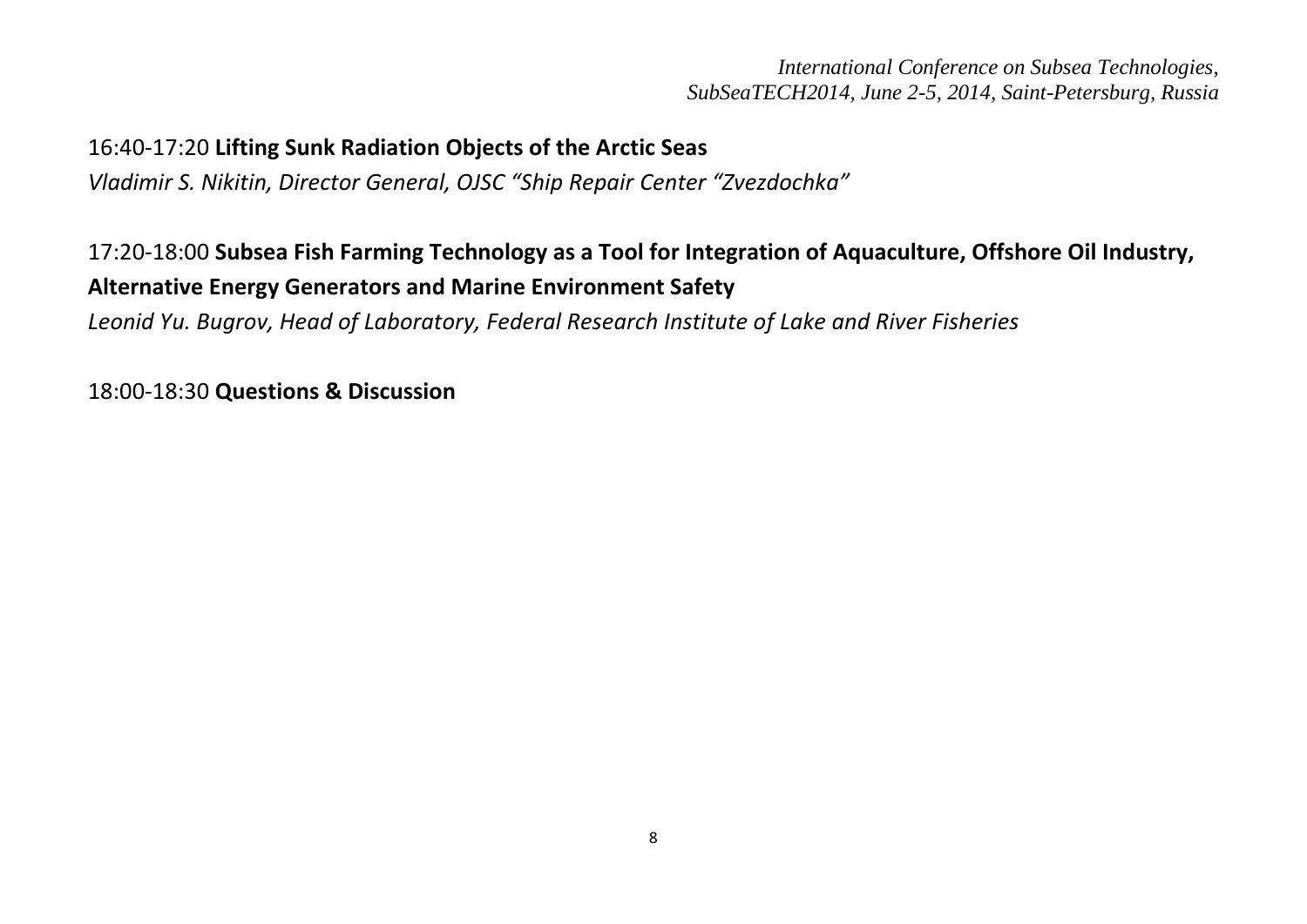16:40-17:20 **Lifting Sunk Radiation Objects of the Arctic Seas**
*Vladimir S. Nikitin, Director General, OJSC "Ship Repair Center "Zvezdochka"*

17:20-18:00 **Subsea Fish Farming Technology as a Tool for Integration of Aquaculture, Offshore Oil Industry, Alternative Energy Generators and Marine Environment Safety**
*Leonid Yu. Bugrov, Head of Laboratory, Federal Research Institute of Lake and River Fisheries*

18:00-18:30 **Questions & Discussion**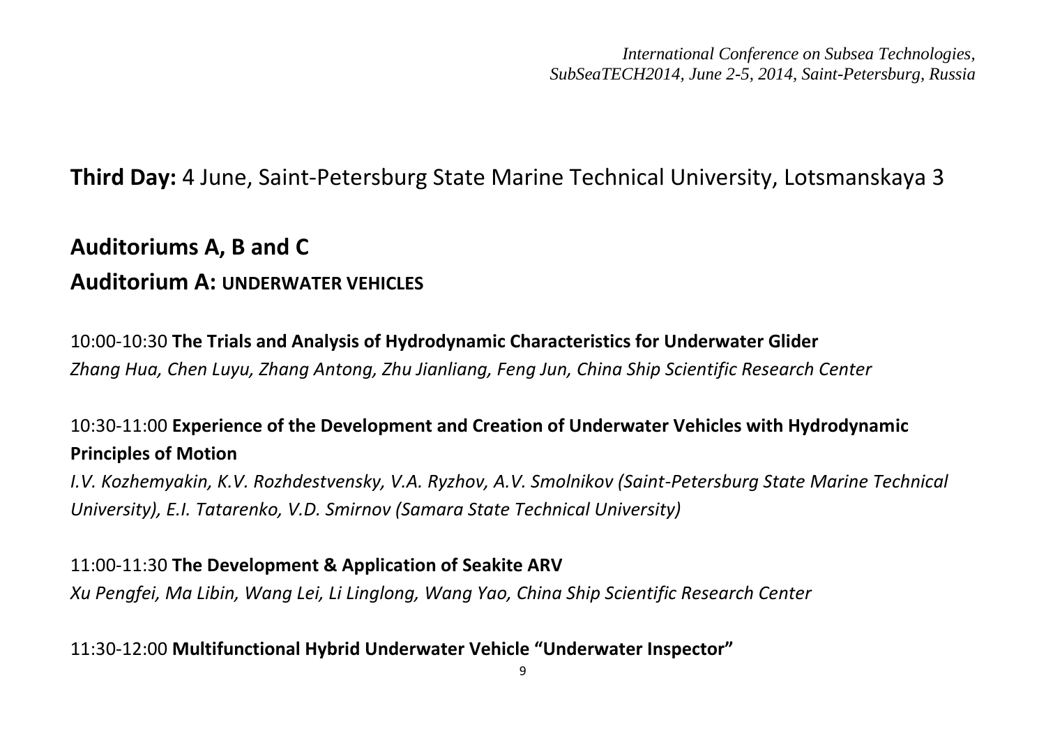## **Third Day:** 4 June, Saint-Petersburg State Marine Technical University, Lotsmanskaya 3

## Auditoriums A, B and C

### Auditorium A: UNDERWATER VEHICLES

10:00-10:30 **The Trials and Analysis of Hydrodynamic Characteristics for Underwater Glider**
*Zhang Hua, Chen Luyu, Zhang Antong, Zhu Jianliang, Feng Jun, China Ship Scientific Research Center*

10:30-11:00 **Experience of the Development and Creation of Underwater Vehicles with Hydrodynamic Principles of Motion**
*I.V. Kozhemyakin, K.V. Rozhdestvensky, V.A. Ryzhov, A.V. Smolnikov (Saint-Petersburg State Marine Technical University), E.I. Tatarenko, V.D. Smirnov (Samara State Technical University)*

11:00-11:30 **The Development & Application of Seakite ARV**
*Xu Pengfei, Ma Libin, Wang Lei, Li Linglong, Wang Yao, China Ship Scientific Research Center*

11:30-12:00 **Multifunctional Hybrid Underwater Vehicle "Underwater Inspector"**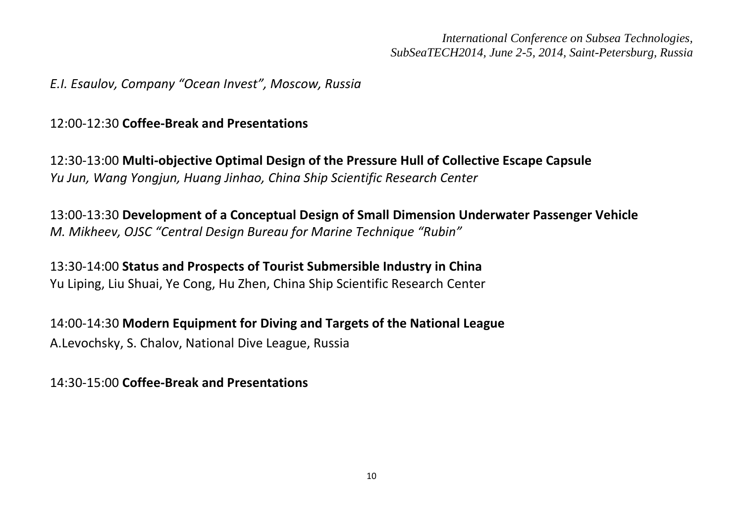*E.I. Esaulov, Company “Ocean Invest”, Moscow, Russia*

12:00-12:30 **Coffee-Break and Presentations**

12:30-13:00 **Multi-objective Optimal Design of the Pressure Hull of Collective Escape Capsule**
*Yu Jun, Wang Yongjun, Huang Jinhao, China Ship Scientific Research Center*

13:00-13:30 **Development of a Conceptual Design of Small Dimension Underwater Passenger Vehicle**
*M. Mikheev, OJSC “Central Design Bureau for Marine Technique “Rubin”*

13:30-14:00 **Status and Prospects of Tourist Submersible Industry in China**
Yu Liping, Liu Shuai, Ye Cong, Hu Zhen, China Ship Scientific Research Center

14:00-14:30 **Modern Equipment for Diving and Targets of the National League**
A.Levochsky, S. Chalov, National Dive League, Russia

14:30-15:00 **Coffee-Break and Presentations**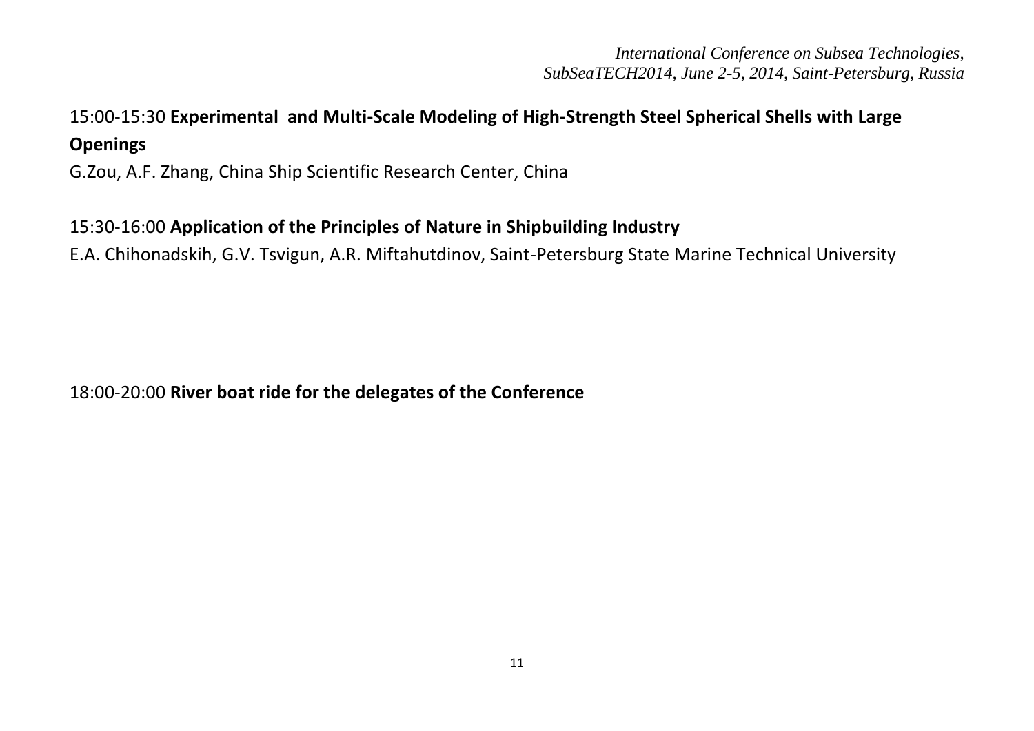15:00-15:30 **Experimental and Multi-Scale Modeling of High-Strength Steel Spherical Shells with Large Openings**

G.Zou, A.F. Zhang, China Ship Scientific Research Center, China

15:30-16:00 **Application of the Principles of Nature in Shipbuilding Industry**

E.A. Chihonadskih, G.V. Tsvigun, A.R. Miftahutdinov, Saint-Petersburg State Marine Technical University

18:00-20:00 **River boat ride for the delegates of the Conference**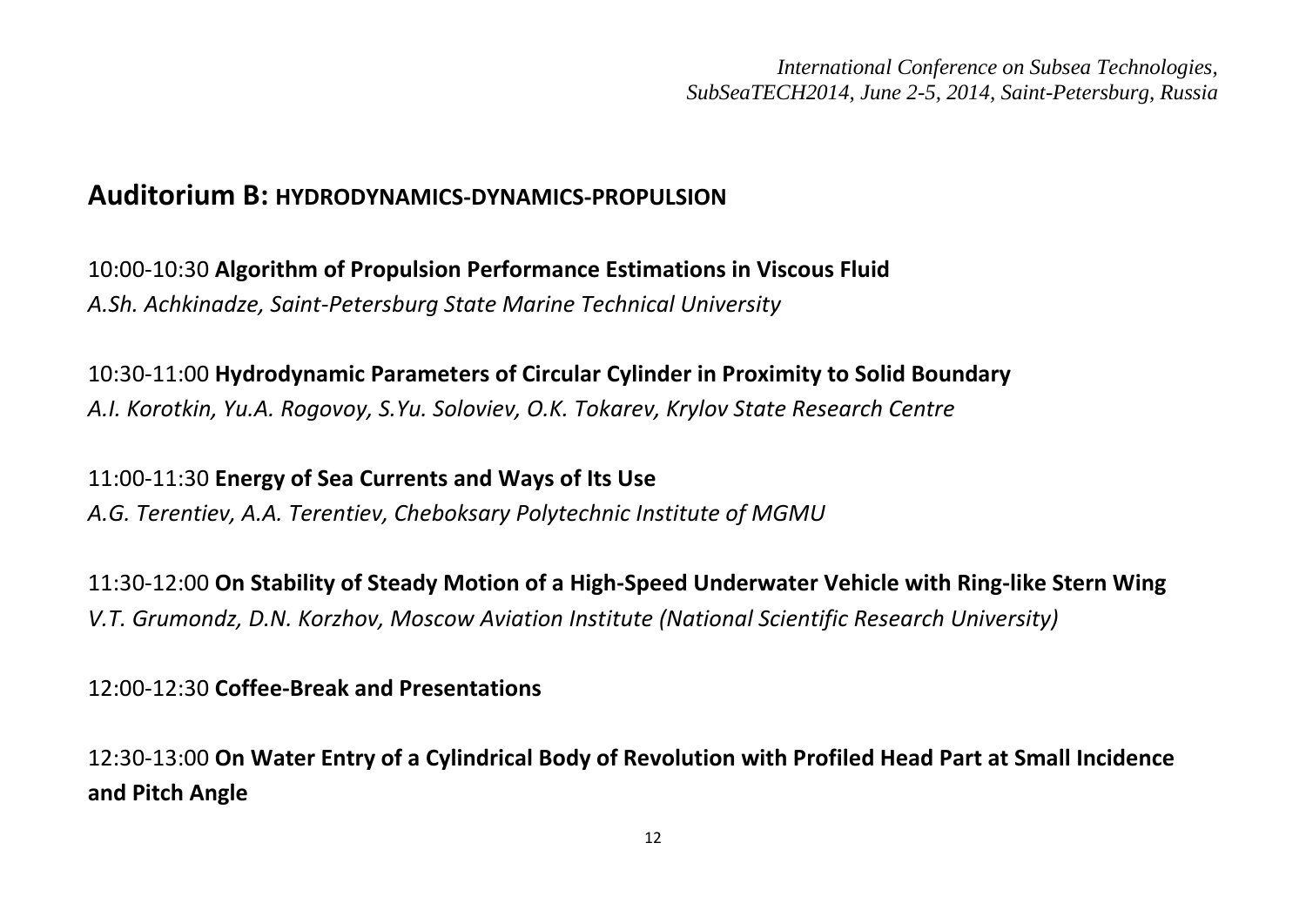## Auditorium B: HYDRODYNAMICS-DYNAMICS-PROPULSION

10:00-10:30 **Algorithm of Propulsion Performance Estimations in Viscous Fluid**
*A.Sh. Achkinadze, Saint-Petersburg State Marine Technical University*

10:30-11:00 **Hydrodynamic Parameters of Circular Cylinder in Proximity to Solid Boundary**
*A.I. Korotkin, Yu.A. Rogovoy, S.Yu. Soloviev, O.K. Tokarev, Krylov State Research Centre*

11:00-11:30 **Energy of Sea Currents and Ways of Its Use**
*A.G. Terentiev, A.A. Terentiev, Cheboksary Polytechnic Institute of MGMU*

11:30-12:00 **On Stability of Steady Motion of a High-Speed Underwater Vehicle with Ring-like Stern Wing**
*V.T. Grumondz, D.N. Korzhov, Moscow Aviation Institute (National Scientific Research University)*

12:00-12:30 **Coffee-Break and Presentations**

12:30-13:00 **On Water Entry of a Cylindrical Body of Revolution with Profiled Head Part at Small Incidence and Pitch Angle**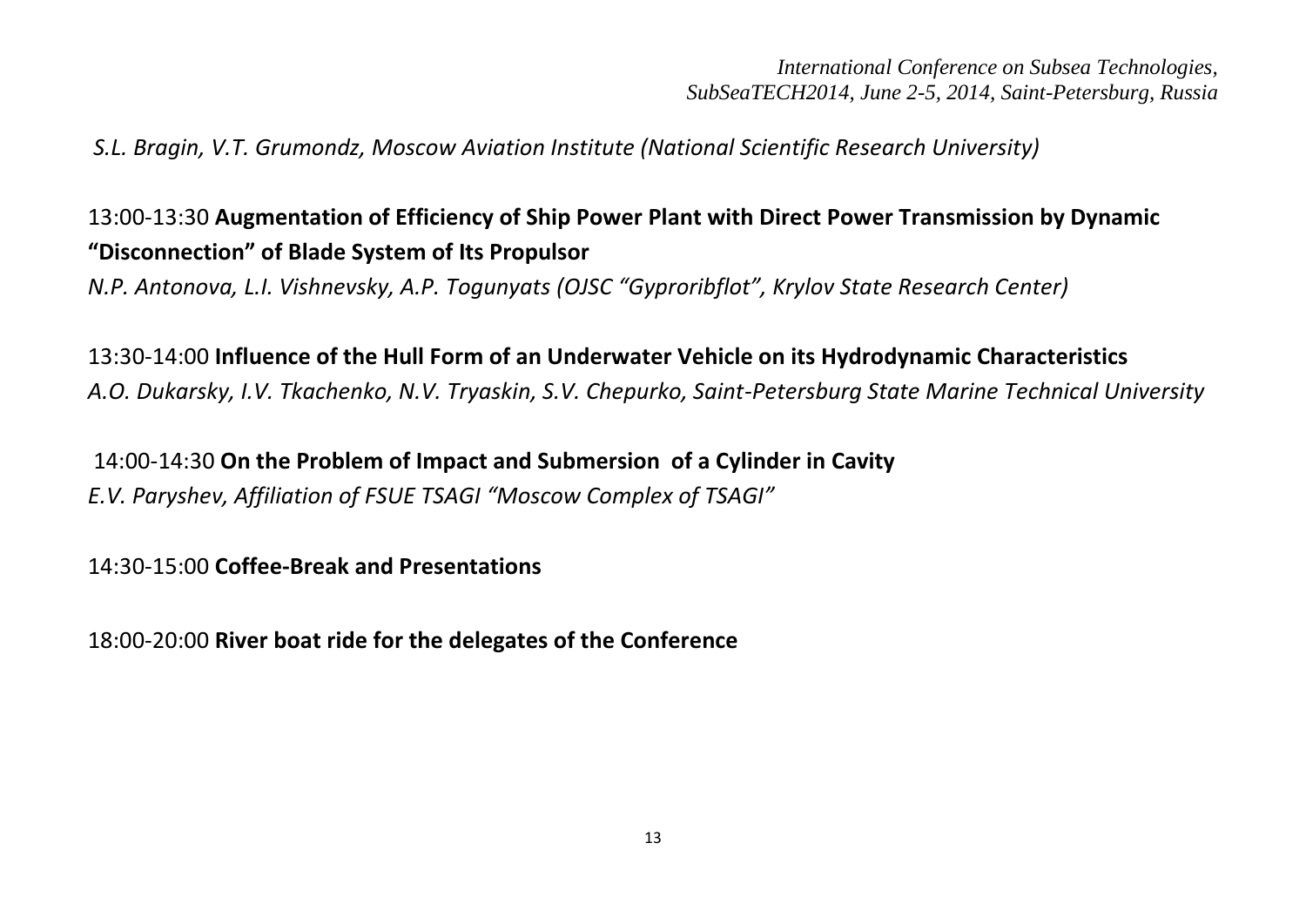*S.L. Bragin, V.T. Grumondz, Moscow Aviation Institute (National Scientific Research University)*

13:00-13:30 **Augmentation of Efficiency of Ship Power Plant with Direct Power Transmission by Dynamic "Disconnection" of Blade System of Its Propulsor**
*N.P. Antonova, L.I. Vishnevsky, A.P. Togunyats (OJSC "Gyproribflot", Krylov State Research Center)*

13:30-14:00 **Influence of the Hull Form of an Underwater Vehicle on its Hydrodynamic Characteristics**
*A.O. Dukarsky, I.V. Tkachenko, N.V. Tryaskin, S.V. Chepurko, Saint-Petersburg State Marine Technical University*

14:00-14:30 **On the Problem of Impact and Submersion of a Cylinder in Cavity**
*E.V. Paryshev, Affiliation of FSUE TSAGI "Moscow Complex of TSAGI"*

14:30-15:00 **Coffee-Break and Presentations**

18:00-20:00 **River boat ride for the delegates of the Conference**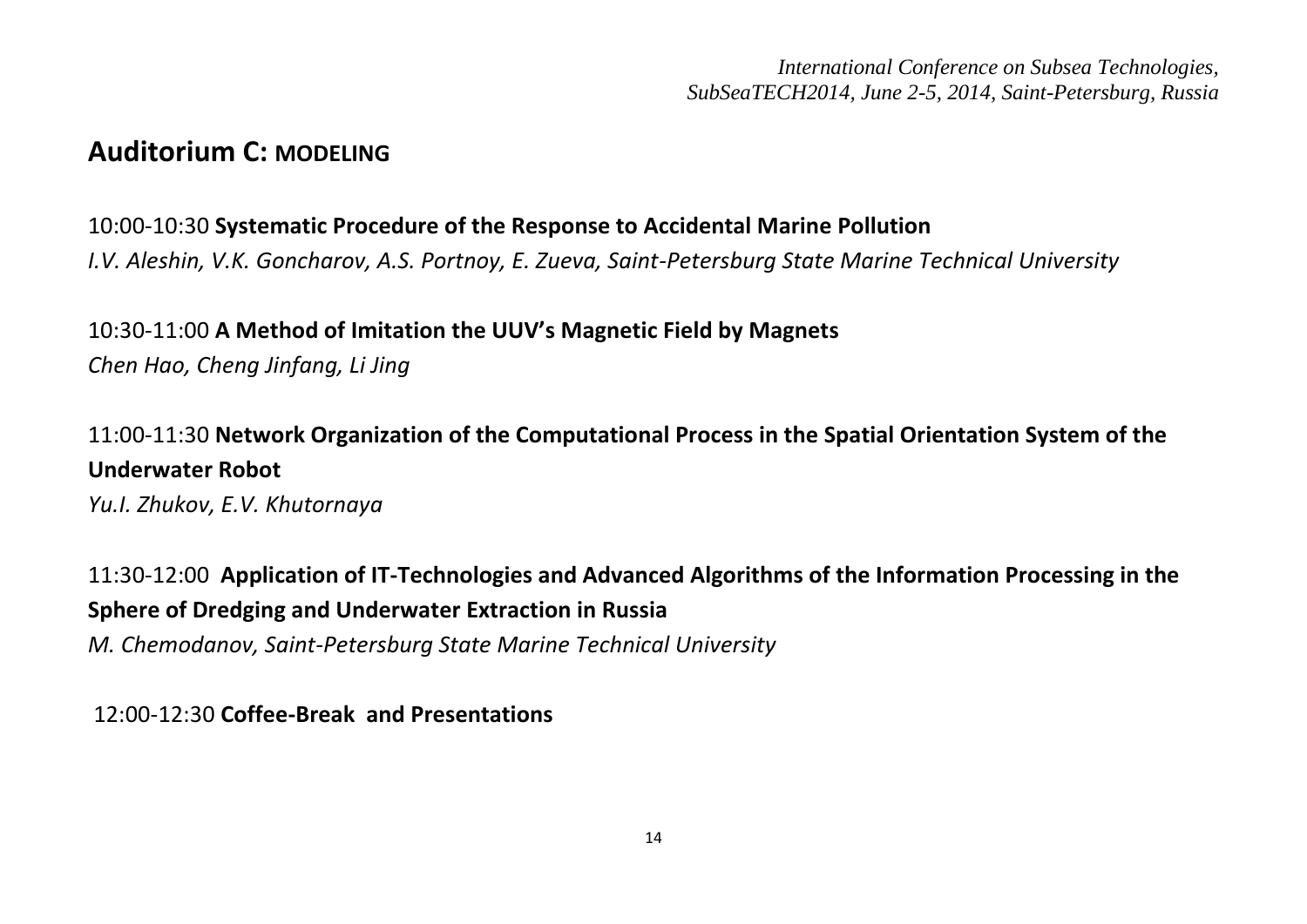## Auditorium C: MODELING

10:00-10:30 **Systematic Procedure of the Response to Accidental Marine Pollution**
*I.V. Aleshin, V.K. Goncharov, A.S. Portnoy, E. Zueva, Saint-Petersburg State Marine Technical University*

10:30-11:00 **A Method of Imitation the UUV's Magnetic Field by Magnets**
*Chen Hao, Cheng Jinfang, Li Jing*

11:00-11:30 **Network Organization of the Computational Process in the Spatial Orientation System of the Underwater Robot**
*Yu.I. Zhukov, E.V. Khutornaya*

11:30-12:00 **Application of IT-Technologies and Advanced Algorithms of the Information Processing in the Sphere of Dredging and Underwater Extraction in Russia**
*M. Chemodanov, Saint-Petersburg State Marine Technical University*

12:00-12:30 **Coffee-Break and Presentations**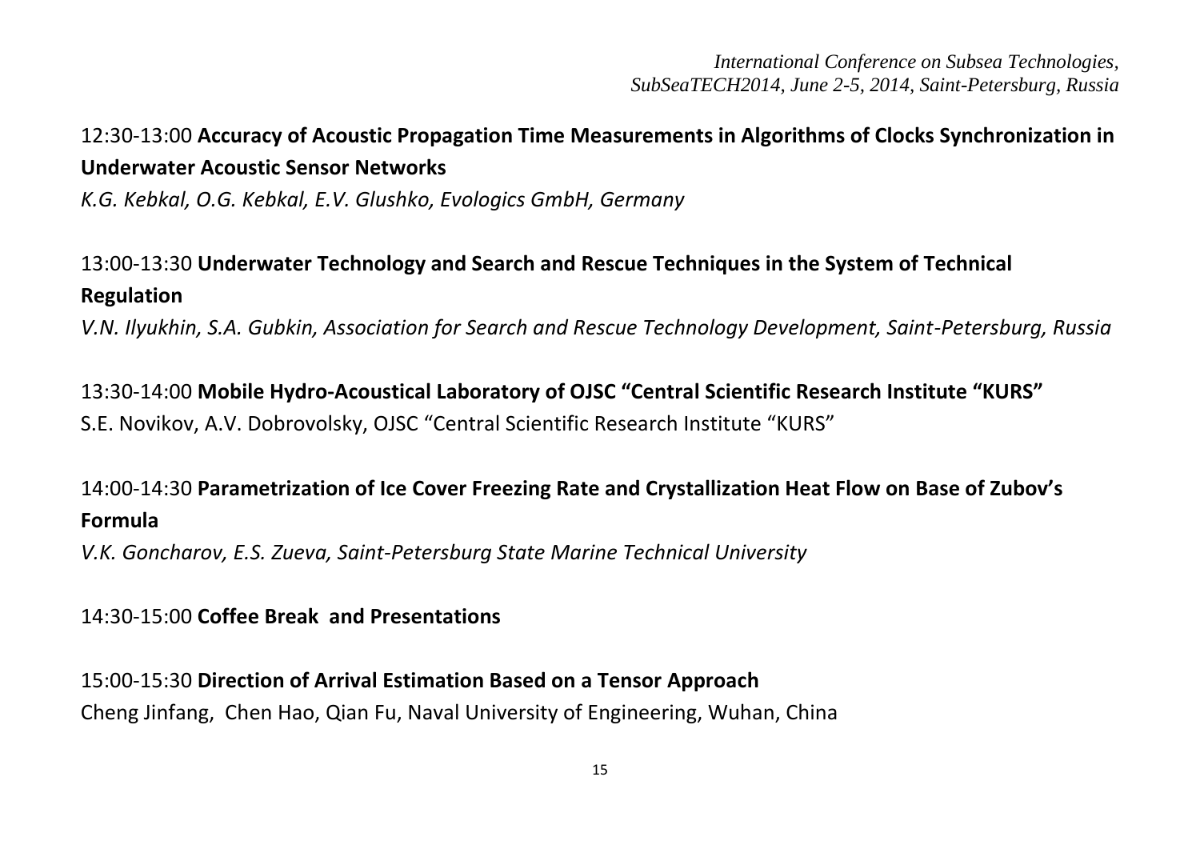12:30-13:00 **Accuracy of Acoustic Propagation Time Measurements in Algorithms of Clocks Synchronization in Underwater Acoustic Sensor Networks**

*K.G. Kebkal, O.G. Kebkal, E.V. Glushko, Evologics GmbH, Germany*

13:00-13:30 **Underwater Technology and Search and Rescue Techniques in the System of Technical Regulation**

*V.N. Ilyukhin, S.A. Gubkin, Association for Search and Rescue Technology Development, Saint-Petersburg, Russia*

13:30-14:00 **Mobile Hydro-Acoustical Laboratory of OJSC "Central Scientific Research Institute "KURS"**

S.E. Novikov, A.V. Dobrovolsky, OJSC "Central Scientific Research Institute "KURS"

14:00-14:30 **Parametrization of Ice Cover Freezing Rate and Crystallization Heat Flow on Base of Zubov's Formula**

*V.K. Goncharov, E.S. Zueva, Saint-Petersburg State Marine Technical University*

14:30-15:00 **Coffee Break and Presentations**

15:00-15:30 **Direction of Arrival Estimation Based on a Tensor Approach**

Cheng Jinfang, Chen Hao, Qian Fu, Naval University of Engineering, Wuhan, China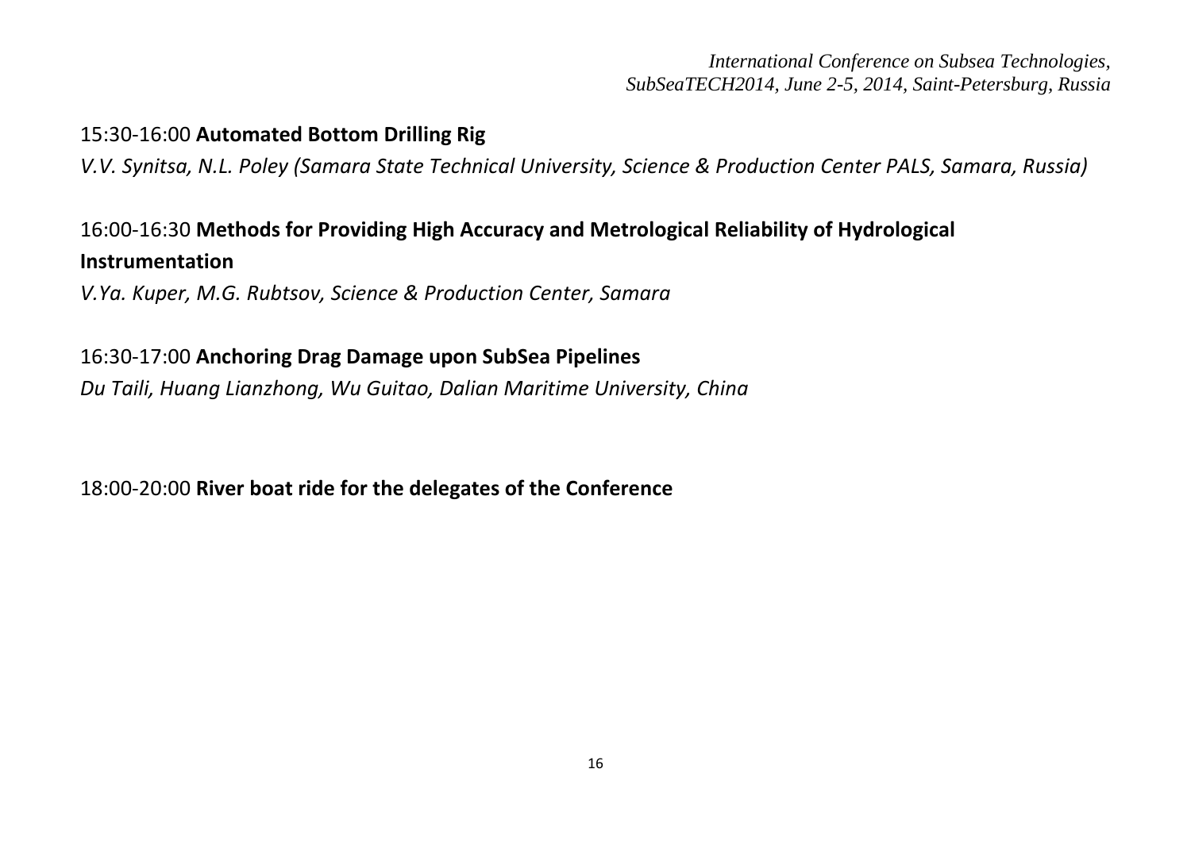15:30-16:00 **Automated Bottom Drilling Rig**

*V.V. Synitsa, N.L. Poley (Samara State Technical University, Science & Production Center PALS, Samara, Russia)*

16:00-16:30 **Methods for Providing High Accuracy and Metrological Reliability of Hydrological Instrumentation**

*V.Ya. Kuper, M.G. Rubtsov, Science & Production Center, Samara*

16:30-17:00 **Anchoring Drag Damage upon SubSea Pipelines**

*Du Taili, Huang Lianzhong, Wu Guitao, Dalian Maritime University, China*

18:00-20:00 **River boat ride for the delegates of the Conference**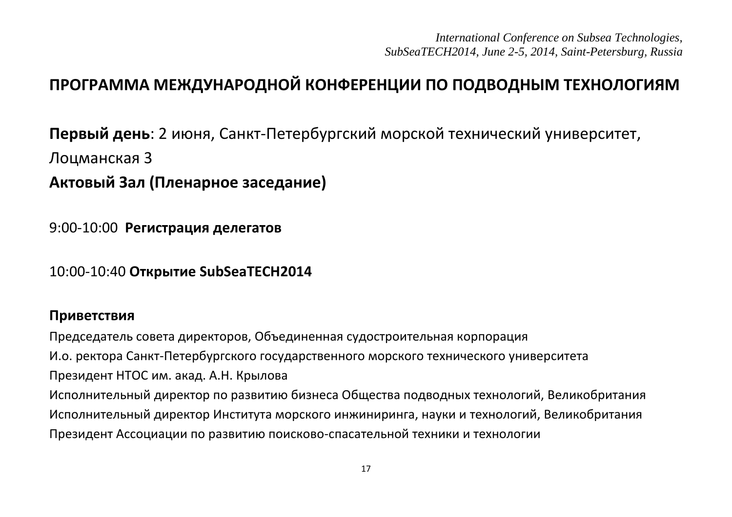# ПРОГРАММА МЕЖДУНАРОДНОЙ КОНФЕРЕНЦИИ ПО ПОДВОДНЫМ ТЕХНОЛОГИЯМ

**Первый день**: 2 июня, Санкт-Петербургский морской технический университет, Лоцманская 3

**Актовый Зал (Пленарное заседание)**

9:00-10:00 **Регистрация делегатов**

10:00-10:40 **Открытие SubSeaTECH2014**

**Приветствия**

Председатель совета директоров, Объединенная судостроительная корпорация

И.о. ректора Санкт-Петербургского государственного морского технического университета

Президент НТОС им. акад. А.Н. Крылова

Исполнительный директор по развитию бизнеса Общества подводных технологий, Великобритания

Исполнительный директор Института морского инжиниринга, науки и технологий, Великобритания

Президент Ассоциации по развитию поисково-спасательной техники и технологии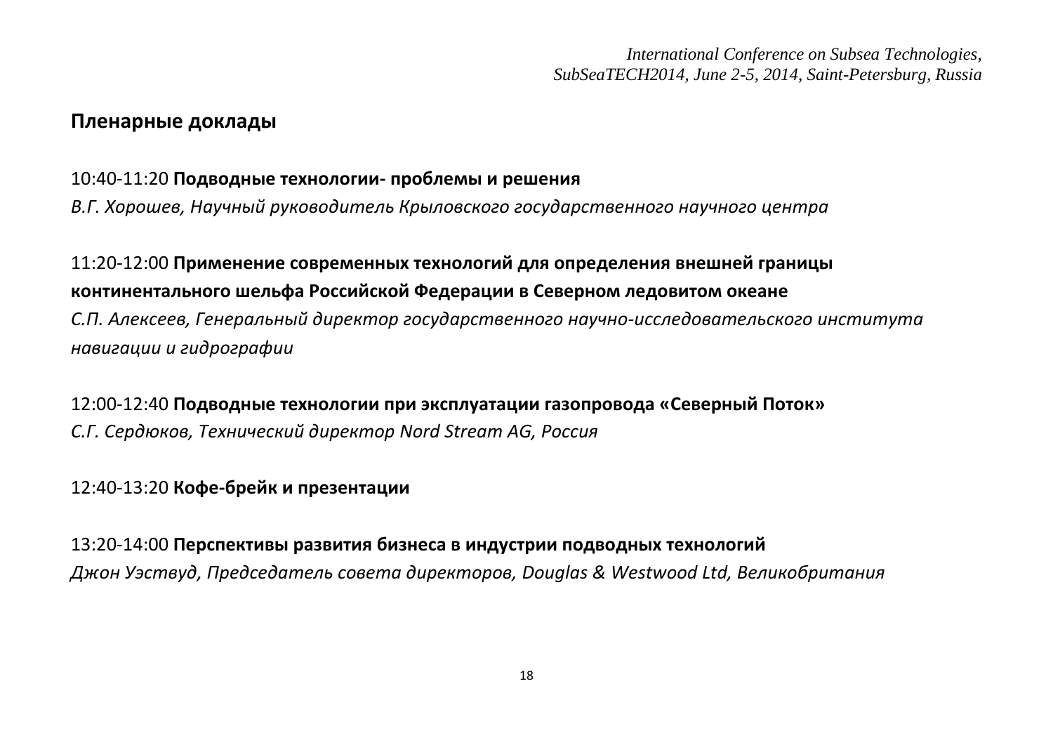## Пленарные доклады

10:40-11:20 **Подводные технологии- проблемы и решения**
*В.Г. Хорошев, Научный руководитель Крыловского государственного научного центра*

11:20-12:00 **Применение современных технологий для определения внешней границы континентального шельфа Российской Федерации в Северном ледовитом океане**
*С.П. Алексеев, Генеральный директор государственного научно-исследовательского института навигации и гидрографии*

12:00-12:40 **Подводные технологии при эксплуатации газопровода «Северный Поток»**
*С.Г. Сердюков, Технический директор Nord Stream AG, Россия*

12:40-13:20 **Кофе-брейк и презентации**

13:20-14:00 **Перспективы развития бизнеса в индустрии подводных технологий**
*Джон Уэствуд, Председатель совета директоров, Douglas & Westwood Ltd, Великобритания*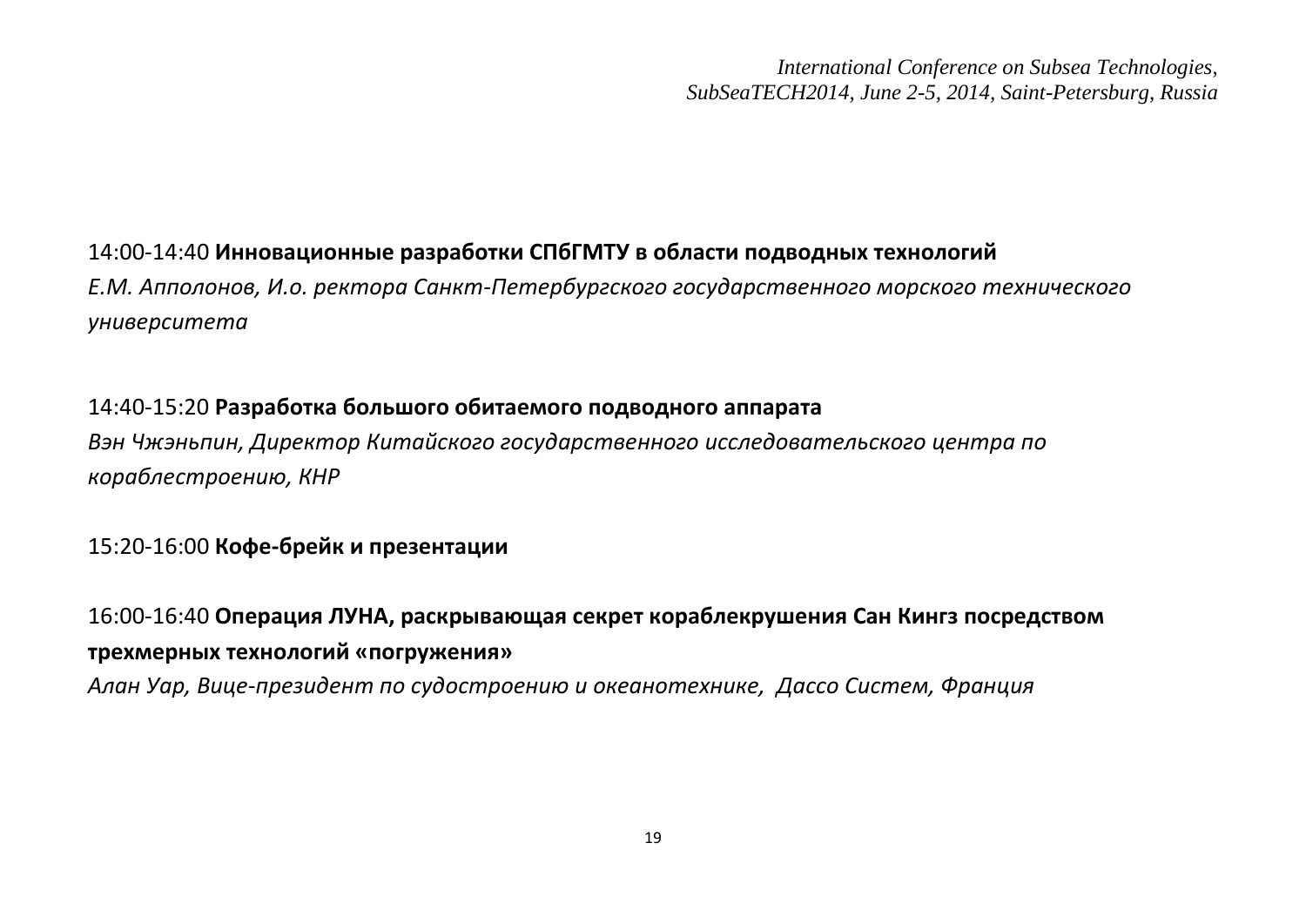14:00-14:40 **Инновационные разработки СПбГМТУ в области подводных технологий**

*Е.М. Апполонов, И.о. ректора Санкт-Петербургского государственного морского технического университета*

14:40-15:20 **Разработка большого обитаемого подводного аппарата**

*Вэн Чжэньпин, Директор Китайского государственного исследовательского центра по кораблестроению, КНР*

15:20-16:00 **Кофе-брейк и презентации**

16:00-16:40 **Операция ЛУНА, раскрывающая секрет кораблекрушения Сан Кингз посредством трехмерных технологий «погружения»**

*Алан Уар, Вице-президент по судостроению и океанотехнике, Дассо Систем, Франция*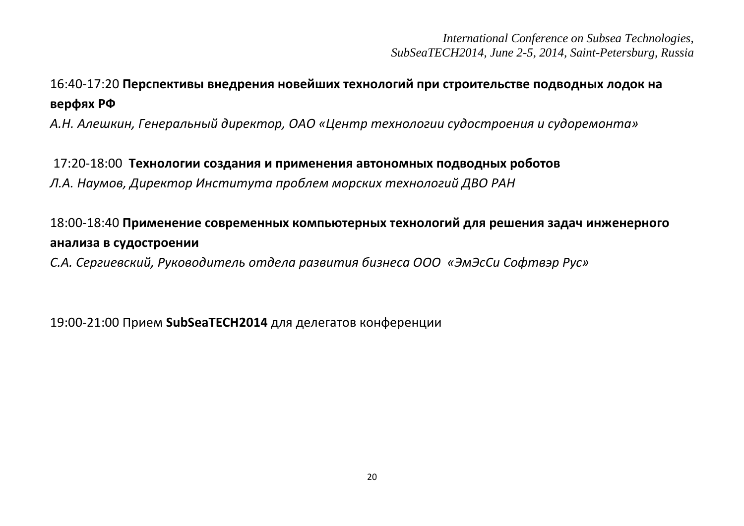16:40-17:20 **Перспективы внедрения новейших технологий при строительстве подводных лодок на верфях РФ**

*А.Н. Алешкин, Генеральный директор, ОАО «Центр технологии судостроения и судоремонта»*

17:20-18:00 **Технологии создания и применения автономных подводных роботов**

*Л.А. Наумов, Директор Института проблем морских технологий ДВО РАН*

18:00-18:40 **Применение современных компьютерных технологий для решения задач инженерного анализа в судостроении**

*С.А. Сергиевский, Руководитель отдела развития бизнеса ООО «ЭмЭсСи Софтвэр Рус»*

19:00-21:00 Прием **SubSeaTECH2014** для делегатов конференции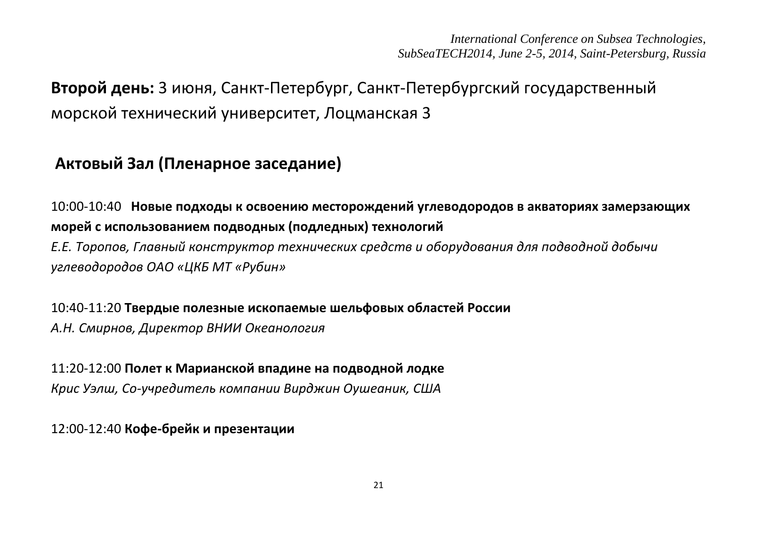**Второй день:** 3 июня, Санкт-Петербург, Санкт-Петербургский государственный морской технический университет, Лоцманская 3

## Актовый Зал (Пленарное заседание)

10:00-10:40 **Новые подходы к освоению месторождений углеводородов в акваториях замерзающих морей с использованием подводных (подледных) технологий**
*Е.Е. Торопов, Главный конструктор технических средств и оборудования для подводной добычи углеводородов ОАО «ЦКБ МТ «Рубин»*

10:40-11:20 **Твердые полезные ископаемые шельфовых областей России**
*А.Н. Смирнов, Директор ВНИИ Океанология*

11:20-12:00 **Полет к Марианской впадине на подводной лодке**
*Крис Уэлш, Со-учредитель компании Вирджин Оушеаник, США*

12:00-12:40 **Кофе-брейк и презентации**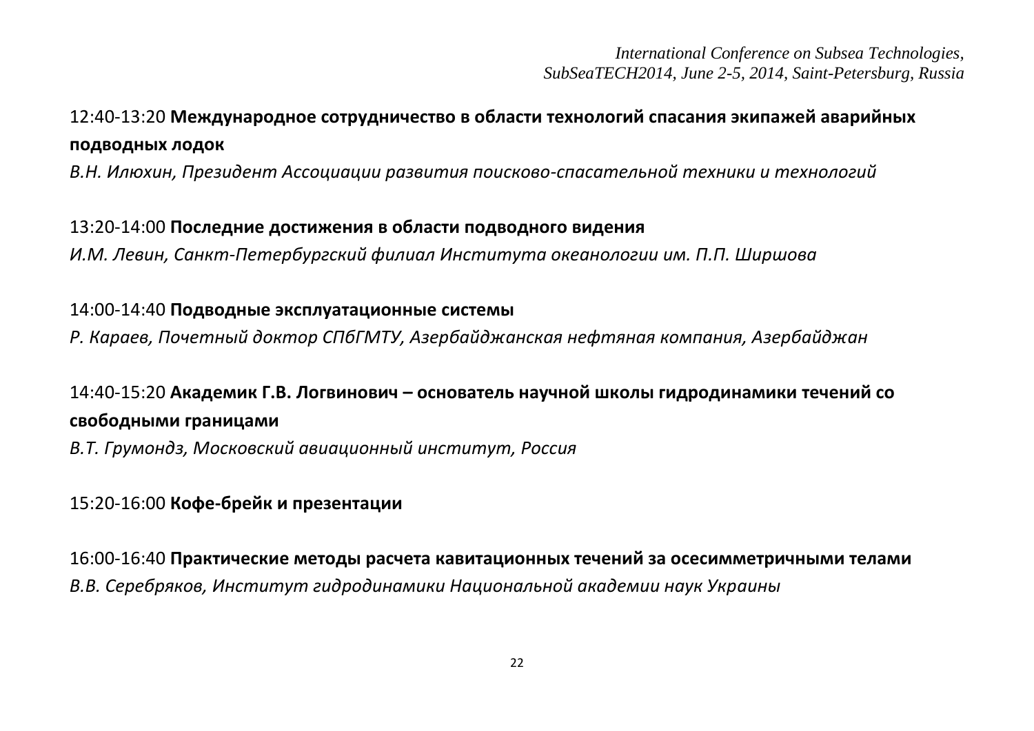12:40-13:20 **Международное сотрудничество в области технологий спасания экипажей аварийных подводных лодок**

*В.Н. Илюхин, Президент Ассоциации развития поисково-спасательной техники и технологий*

13:20-14:00 **Последние достижения в области подводного видения**

*И.М. Левин, Санкт-Петербургский филиал Института океанологии им. П.П. Ширшова*

14:00-14:40 **Подводные эксплуатационные системы**

*Р. Караев, Почетный доктор СПбГМТУ, Азербайджанская нефтяная компания, Азербайджан*

14:40-15:20 **Академик Г.В. Логвинович – основатель научной школы гидродинамики течений со свободными границами**

*В.Т. Грумондз, Московский авиационный институт, Россия*

15:20-16:00 **Кофе-брейк и презентации**

16:00-16:40 **Практические методы расчета кавитационных течений за осесимметричными телами**

*В.В. Серебряков, Институт гидродинамики Национальной академии наук Украины*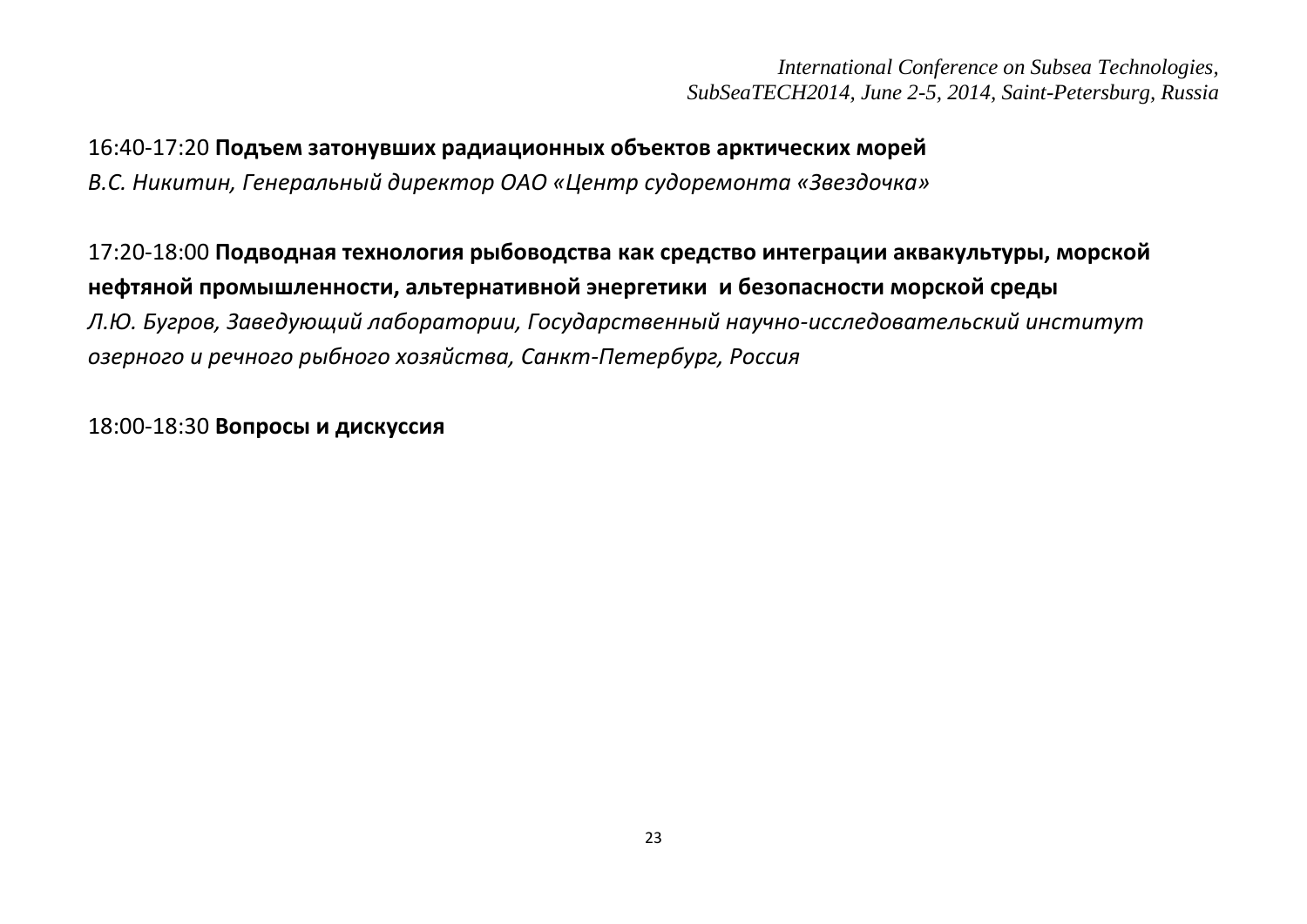16:40-17:20 **Подъем затонувших радиационных объектов арктических морей**
*В.С. Никитин, Генеральный директор ОАО «Центр судоремонта «Звездочка»*

17:20-18:00 **Подводная технология рыбоводства как средство интеграции аквакультуры, морской нефтяной промышленности, альтернативной энергетики и безопасности морской среды**
*Л.Ю. Бугров, Заведующий лаборатории, Государственный научно-исследовательский институт озерного и речного рыбного хозяйства, Санкт-Петербург, Россия*

18:00-18:30 **Вопросы и дискуссия**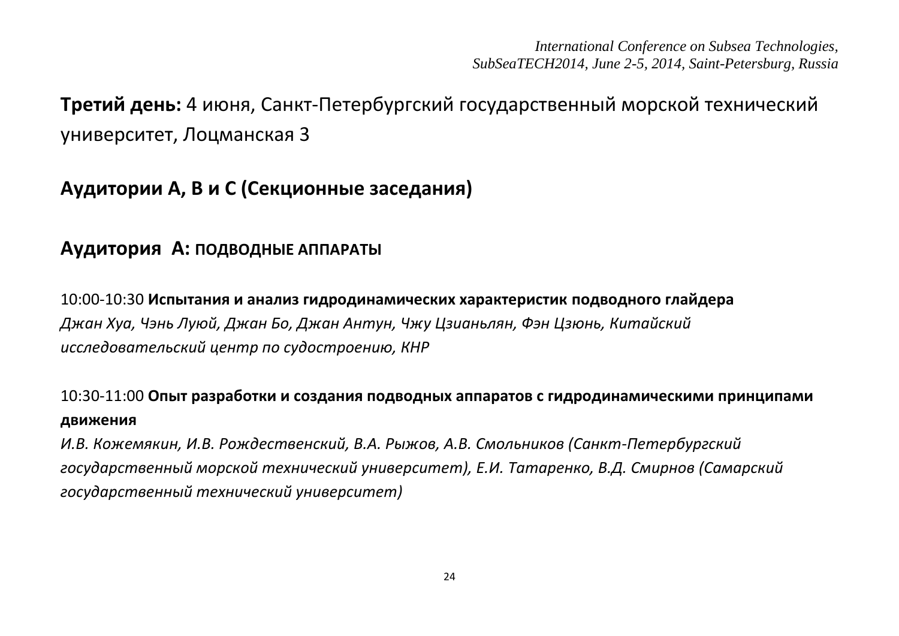**Третий день:** 4 июня, Санкт-Петербургский государственный морской технический университет, Лоцманская 3

## Аудитории A, B и C (Секционные заседания)

### Аудитория A: ПОДВОДНЫЕ АППАРАТЫ

10:00-10:30 **Испытания и анализ гидродинамических характеристик подводного глайдера**
*Джан Хуа, Чэнь Луюй, Джан Бо, Джан Антун, Чжу Цзианьлян, Фэн Цзюнь, Китайский исследовательский центр по судостроению, КНР*

10:30-11:00 **Опыт разработки и создания подводных аппаратов с гидродинамическими принципами движения**
*И.В. Кожемякин, И.В. Рождественский, В.А. Рыжов, А.В. Смольников (Санкт-Петербургский государственный морской технический университет), Е.И. Татаренко, В.Д. Смирнов (Самарский государственный технический университет)*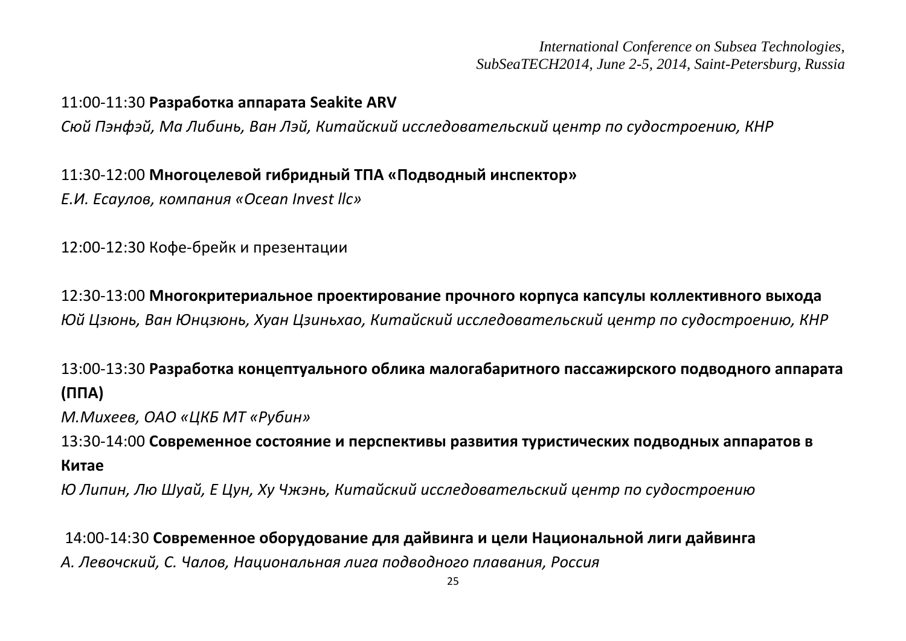11:00-11:30 **Разработка аппарата Seakite ARV**

*Сюй Пэнфэй, Ма Либинь, Ван Лэй, Китайский исследовательский центр по судостроению, КНР*

11:30-12:00 **Многоцелевой гибридный ТПА «Подводный инспектор»**

*Е.И. Есаулов, компания «Ocean Invest llc»*

12:00-12:30 Кофе-брейк и презентации

12:30-13:00 **Многокритериальное проектирование прочного корпуса капсулы коллективного выхода**

*Юй Цзюнь, Ван Юнцзюнь, Хуан Цзиньхао, Китайский исследовательский центр по судостроению, КНР*

13:00-13:30 **Разработка концептуального облика малогабаритного пассажирского подводного аппарата (ППА)**

*М.Михеев, ОАО «ЦКБ МТ «Рубин»*

13:30-14:00 **Современное состояние и перспективы развития туристических подводных аппаратов в Китае**

*Ю Липин, Лю Шуай, Е Цун, Ху Чжэнь, Китайский исследовательский центр по судостроению*

14:00-14:30 **Современное оборудование для дайвинга и цели Национальной лиги дайвинга**

*А. Левочский, С. Чалов, Национальная лига подводного плавания, Россия*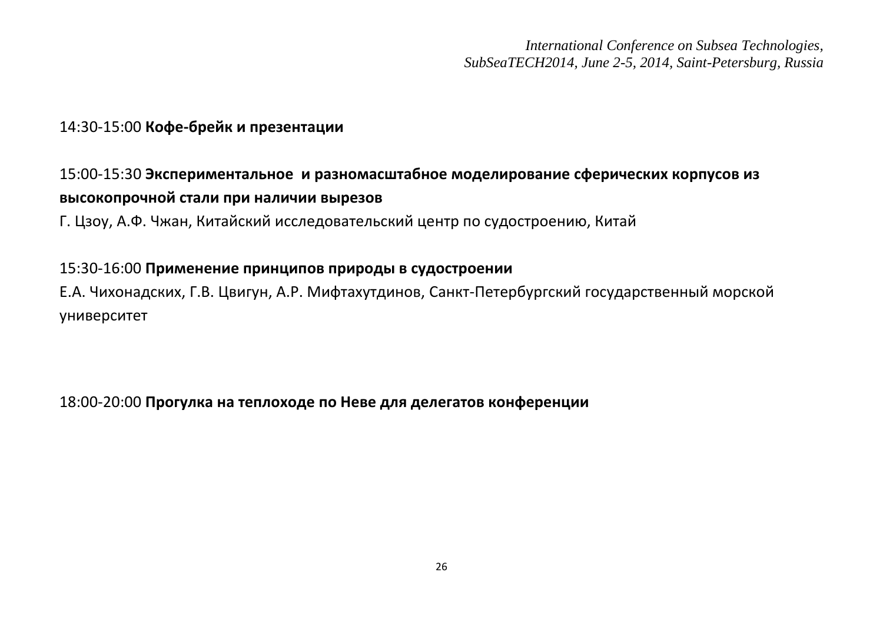14:30-15:00 **Кофе-брейк и презентации**

15:00-15:30 **Экспериментальное и разномасштабное моделирование сферических корпусов из высокопрочной стали при наличии вырезов**

Г. Цзоу, А.Ф. Чжан, Китайский исследовательский центр по судостроению, Китай

15:30-16:00 **Применение принципов природы в судостроении**

Е.А. Чихонадских, Г.В. Цвигун, А.Р. Мифтахутдинов, Санкт-Петербургский государственный морской университет

18:00-20:00 **Прогулка на теплоходе по Неве для делегатов конференции**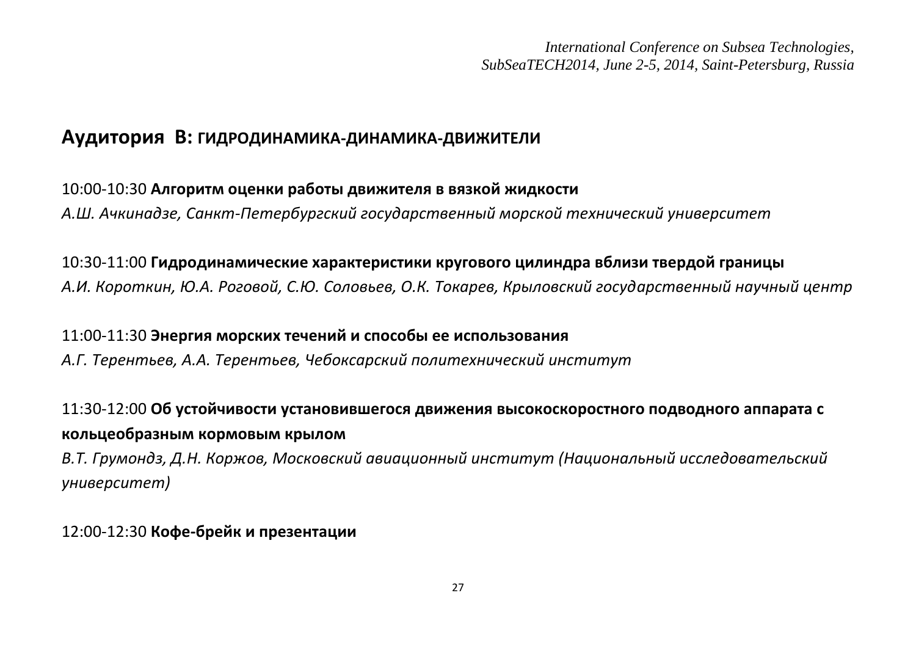## Аудитория B: ГИДРОДИНАМИКА-ДИНАМИКА-ДВИЖИТЕЛИ

10:00-10:30 **Алгоритм оценки работы движителя в вязкой жидкости**
*А.Ш. Ачкинадзе, Санкт-Петербургский государственный морской технический университет*

10:30-11:00 **Гидродинамические характеристики кругового цилиндра вблизи твердой границы**
*А.И. Короткин, Ю.А. Роговой, С.Ю. Соловьев, О.К. Токарев, Крыловский государственный научный центр*

11:00-11:30 **Энергия морских течений и способы ее использования**
*А.Г. Терентьев, А.А. Терентьев, Чебоксарский политехнический институт*

11:30-12:00 **Об устойчивости установившегося движения высокоскоростного подводного аппарата с кольцеобразным кормовым крылом**
*В.Т. Грумондз, Д.Н. Коржов, Московский авиационный институт (Национальный исследовательский университет)*

12:00-12:30 **Кофе-брейк и презентации**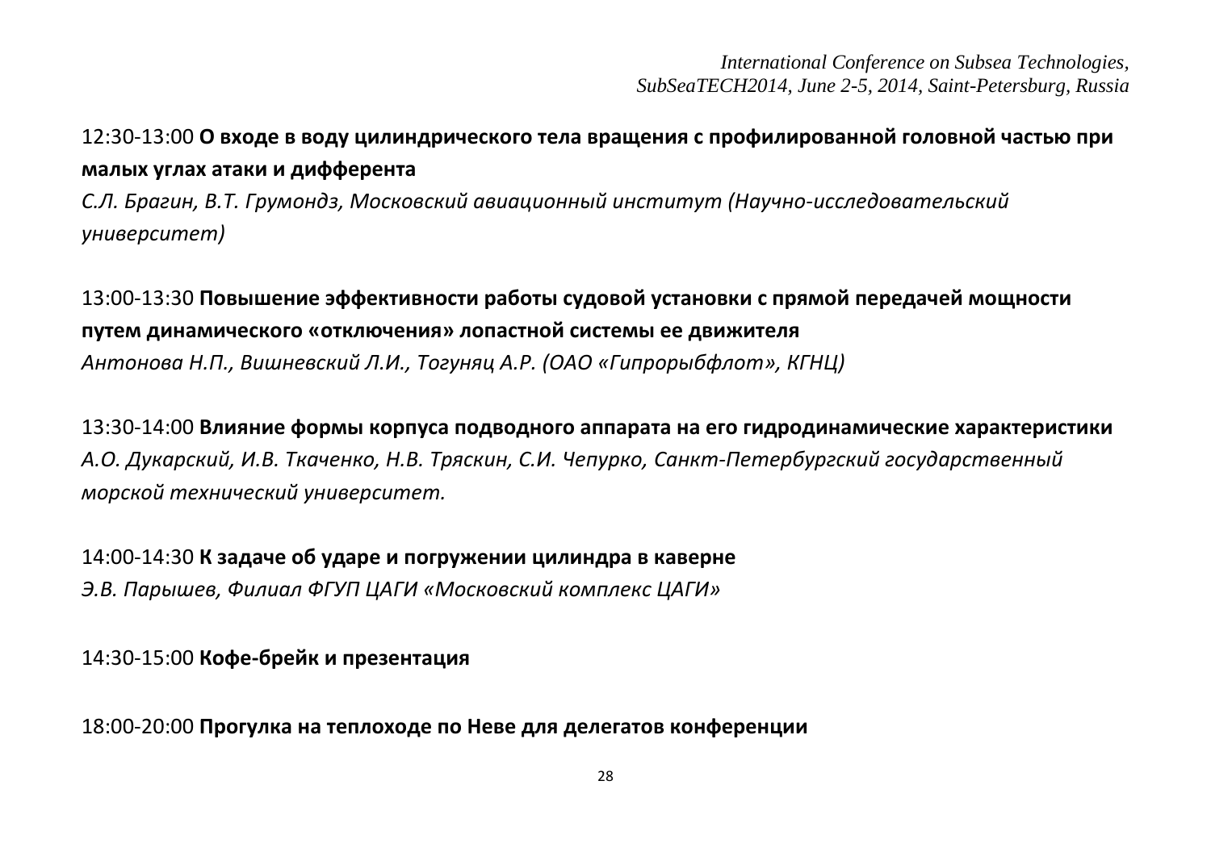12:30-13:00 **О входе в воду цилиндрического тела вращения с профилированной головной частью при малых углах атаки и дифферента**
*С.Л. Брагин, В.Т. Грумондз, Московский авиационный институт (Научно-исследовательский университет)*

13:00-13:30 **Повышение эффективности работы судовой установки с прямой передачей мощности путем динамического «отключения» лопастной системы ее движителя**
*Антонова Н.П., Вишневский Л.И., Тогуняц А.Р. (ОАО «Гипрорыбфлот», КГНЦ)*

13:30-14:00 **Влияние формы корпуса подводного аппарата на его гидродинамические характеристики**
*А.О. Дукарский, И.В. Ткаченко, Н.В. Тряскин, С.И. Чепурко, Санкт-Петербургский государственный морской технический университет.*

14:00-14:30 **К задаче об ударе и погружении цилиндра в каверне**
*Э.В. Парышев, Филиал ФГУП ЦАГИ «Московский комплекс ЦАГИ»*

14:30-15:00 **Кофе-брейк и презентация**

18:00-20:00 **Прогулка на теплоходе по Неве для делегатов конференции**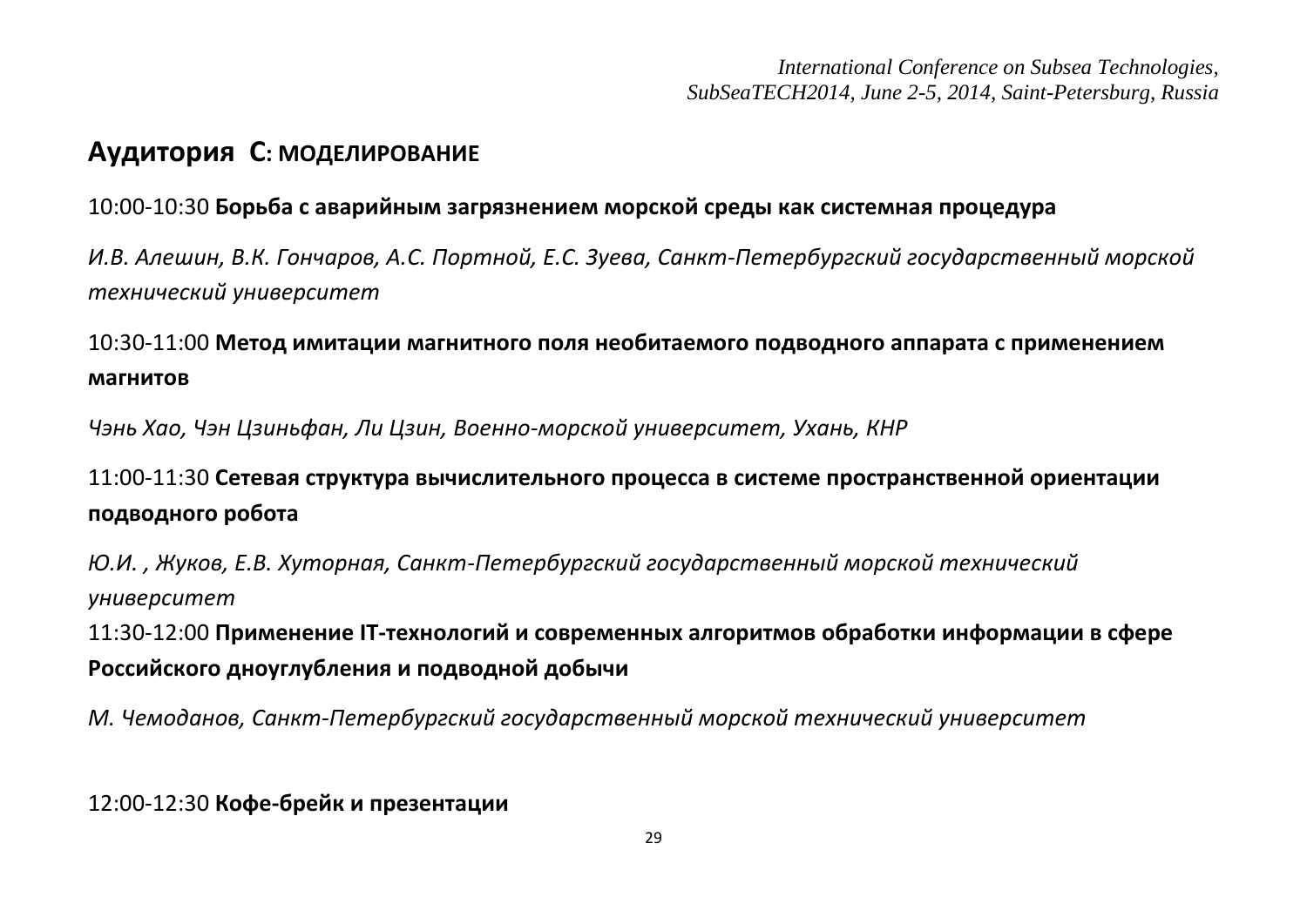## Аудитория C: МОДЕЛИРОВАНИЕ

10:00-10:30 **Борьба с аварийным загрязнением морской среды как системная процедура**

*И.В. Алешин, В.К. Гончаров, А.С. Портной, Е.С. Зуева, Санкт-Петербургский государственный морской технический университет*

10:30-11:00 **Метод имитации магнитного поля необитаемого подводного аппарата с применением магнитов**

*Чэнь Хао, Чэн Цзиньфан, Ли Цзин, Военно-морской университет, Ухань, КНР*

11:00-11:30 **Сетевая структура вычислительного процесса в системе пространственной ориентации подводного робота**

*Ю.И. , Жуков, Е.В. Хуторная, Санкт-Петербургский государственный морской технический университет*

11:30-12:00 **Применение IT-технологий и современных алгоритмов обработки информации в сфере Российского дноуглубления и подводной добычи**

*М. Чемоданов, Санкт-Петербургский государственный морской технический университет*

12:00-12:30 **Кофе-брейк и презентации**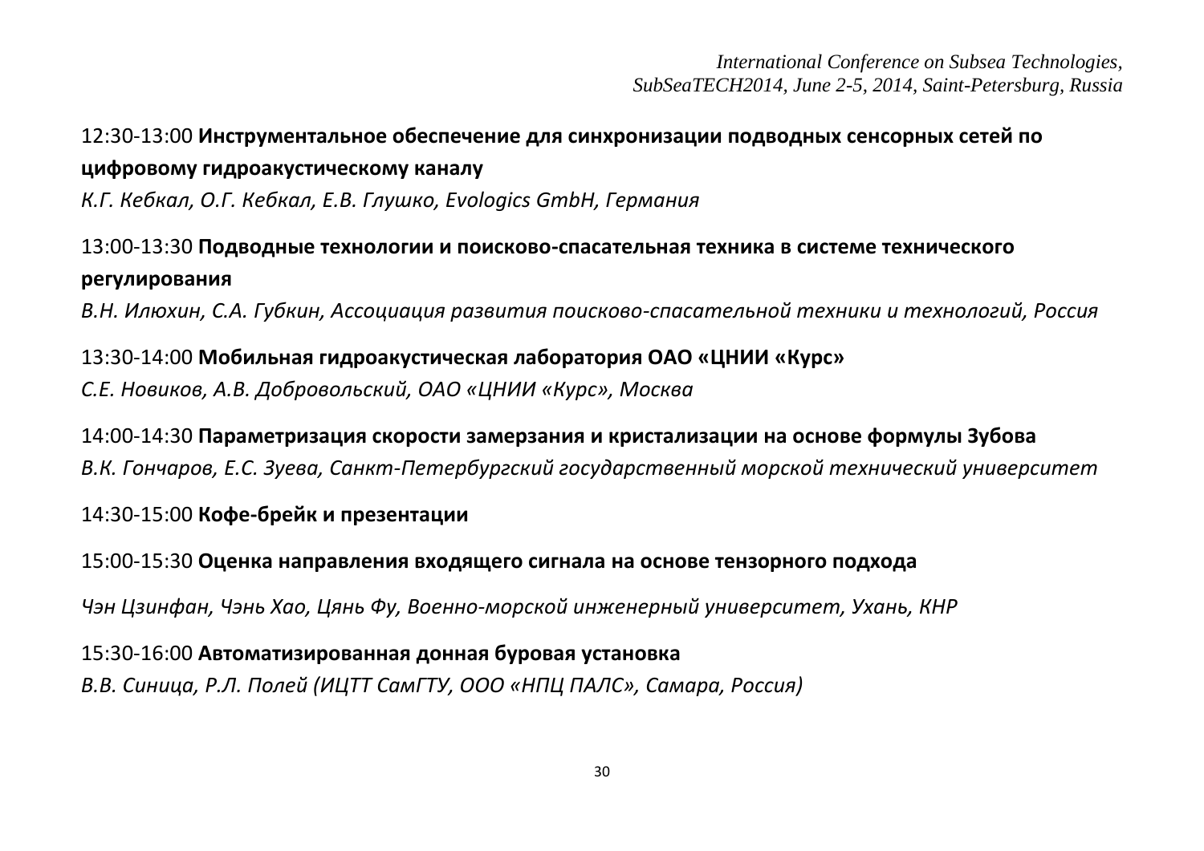12:30-13:00 **Инструментальное обеспечение для синхронизации подводных сенсорных сетей по цифровому гидроакустическому каналу**

*К.Г. Кебкал, О.Г. Кебкал, Е.В. Глушко, Evologics GmbH, Германия*

13:00-13:30 **Подводные технологии и поисково-спасательная техника в системе технического регулирования**

*В.Н. Илюхин, С.А. Губкин, Ассоциация развития поисково-спасательной техники и технологий, Россия*

13:30-14:00 **Мобильная гидроакустическая лаборатория ОАО «ЦНИИ «Курс»**

*С.Е. Новиков, А.В. Добровольский, ОАО «ЦНИИ «Курс», Москва*

14:00-14:30 **Параметризация скорости замерзания и кристализации на основе формулы Зубова**

*В.К. Гончаров, Е.С. Зуева, Санкт-Петербургский государственный морской технический университет*

14:30-15:00 **Кофе-брейк и презентации**

15:00-15:30 **Оценка направления входящего сигнала на основе тензорного подхода**

*Чэн Цзинфан, Чэнь Хао, Цянь Фу, Военно-морской инженерный университет, Ухань, КНР*

15:30-16:00 **Автоматизированная донная буровая установка**

*В.В. Синица, Р.Л. Полей (ИЦТТ СамГТУ, ООО «НПЦ ПАЛС», Самара, Россия)*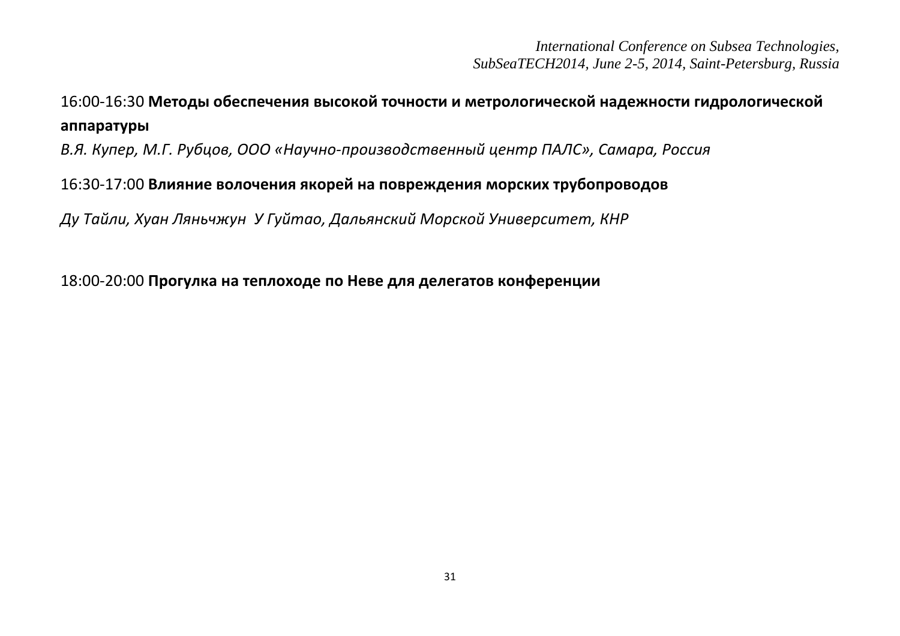16:00-16:30 **Методы обеспечения высокой точности и метрологической надежности гидрологической аппаратуры**

*В.Я. Купер, М.Г. Рубцов, ООО «Научно-производственный центр ПАЛС», Самара, Россия*

16:30-17:00 **Влияние волочения якорей на повреждения морских трубопроводов**

*Ду Тайли, Хуан Ляньчжун  У Гуйтао, Дальянский Морской Университет, КНР*

18:00-20:00 **Прогулка на теплоходе по Неве для делегатов конференции**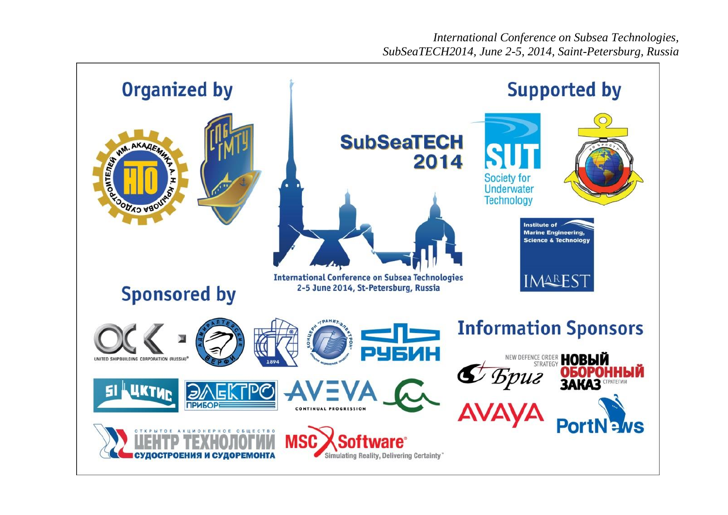## Organized by

## Supported by

SubSeaTECH 2014

International Conference on Subsea Technologies
2-5 June 2014, St-Petersburg, Russia

Society for Underwater Technology

Institute of Marine Engineering, Science & Technology

IMAREST

## Sponsored by

## Information Sponsors